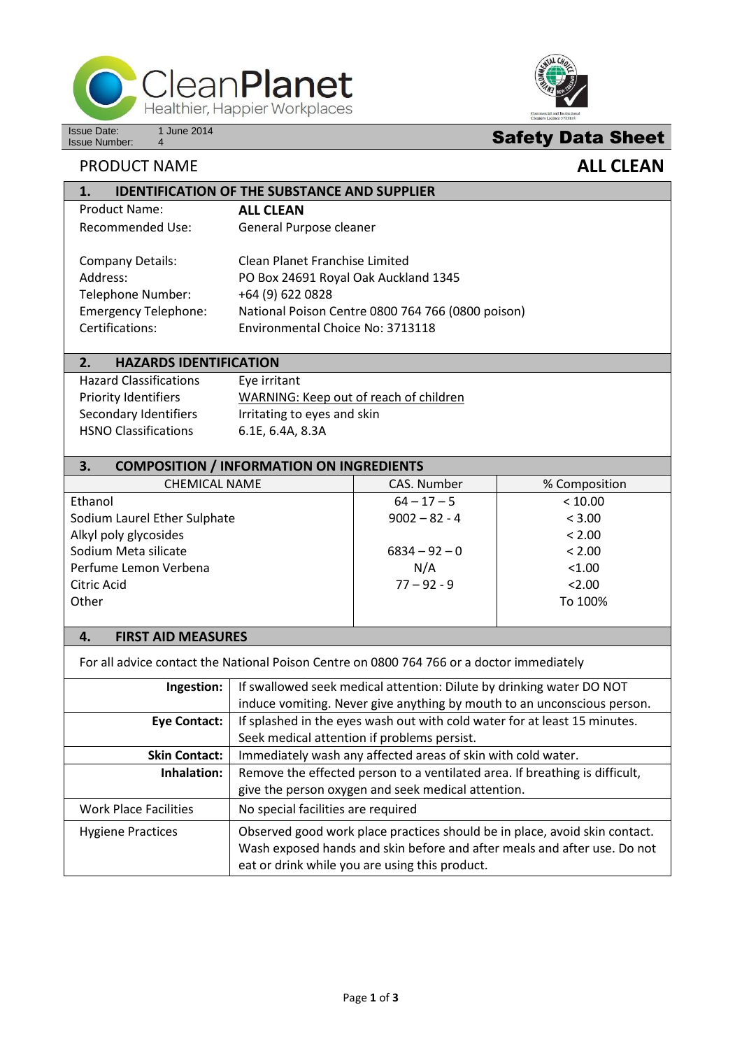CleanPlanet
Healthier, Happier Workplaces

Issue Date: 1 June 2014
Issue Number: 4

**Safety Data Sheet**

PRODUCT NAME **ALL CLEAN**

## 1. IDENTIFICATION OF THE SUBSTANCE AND SUPPLIER

| | |
|---|---|
| Product Name: | **ALL CLEAN** |
| Recommended Use: | General Purpose cleaner |
| Company Details: | Clean Planet Franchise Limited |
| Address: | PO Box 24691 Royal Oak Auckland 1345 |
| Telephone Number: | +64 (9) 622 0828 |
| Emergency Telephone: | National Poison Centre 0800 764 766 (0800 poison) |
| Certifications: | Environmental Choice No: 3713118 |

## 2. HAZARDS IDENTIFICATION

| | |
|---|---|
| Hazard Classifications | Eye irritant |
| Priority Identifiers | WARNING: Keep out of reach of children |
| Secondary Identifiers | Irritating to eyes and skin |
| HSNO Classifications | 6.1E, 6.4A, 8.3A |

## 3. COMPOSITION / INFORMATION ON INGREDIENTS

| CHEMICAL NAME | CAS. Number | % Composition |
|---|---|---|
| Ethanol | 64 – 17 – 5 | < 10.00 |
| Sodium Laurel Ether Sulphate | 9002 – 82 - 4 | < 3.00 |
| Alkyl poly glycosides | | < 2.00 |
| Sodium Meta silicate | 6834 – 92 – 0 | < 2.00 |
| Perfume Lemon Verbena | N/A | <1.00 |
| Citric Acid | 77 – 92 - 9 | <2.00 |
| Other | | To 100% |

## 4. FIRST AID MEASURES

For all advice contact the National Poison Centre on 0800 764 766 or a doctor immediately

| | |
|---|---|
| **Ingestion:** | If swallowed seek medical attention: Dilute by drinking water DO NOT induce vomiting. Never give anything by mouth to an unconscious person. |
| **Eye Contact:** | If splashed in the eyes wash out with cold water for at least 15 minutes. Seek medical attention if problems persist. |
| **Skin Contact:** | Immediately wash any affected areas of skin with cold water. |
| **Inhalation:** | Remove the effected person to a ventilated area. If breathing is difficult, give the person oxygen and seek medical attention. |
| Work Place Facilities | No special facilities are required |
| Hygiene Practices | Observed good work place practices should be in place, avoid skin contact. Wash exposed hands and skin before and after meals and after use. Do not eat or drink while you are using this product. |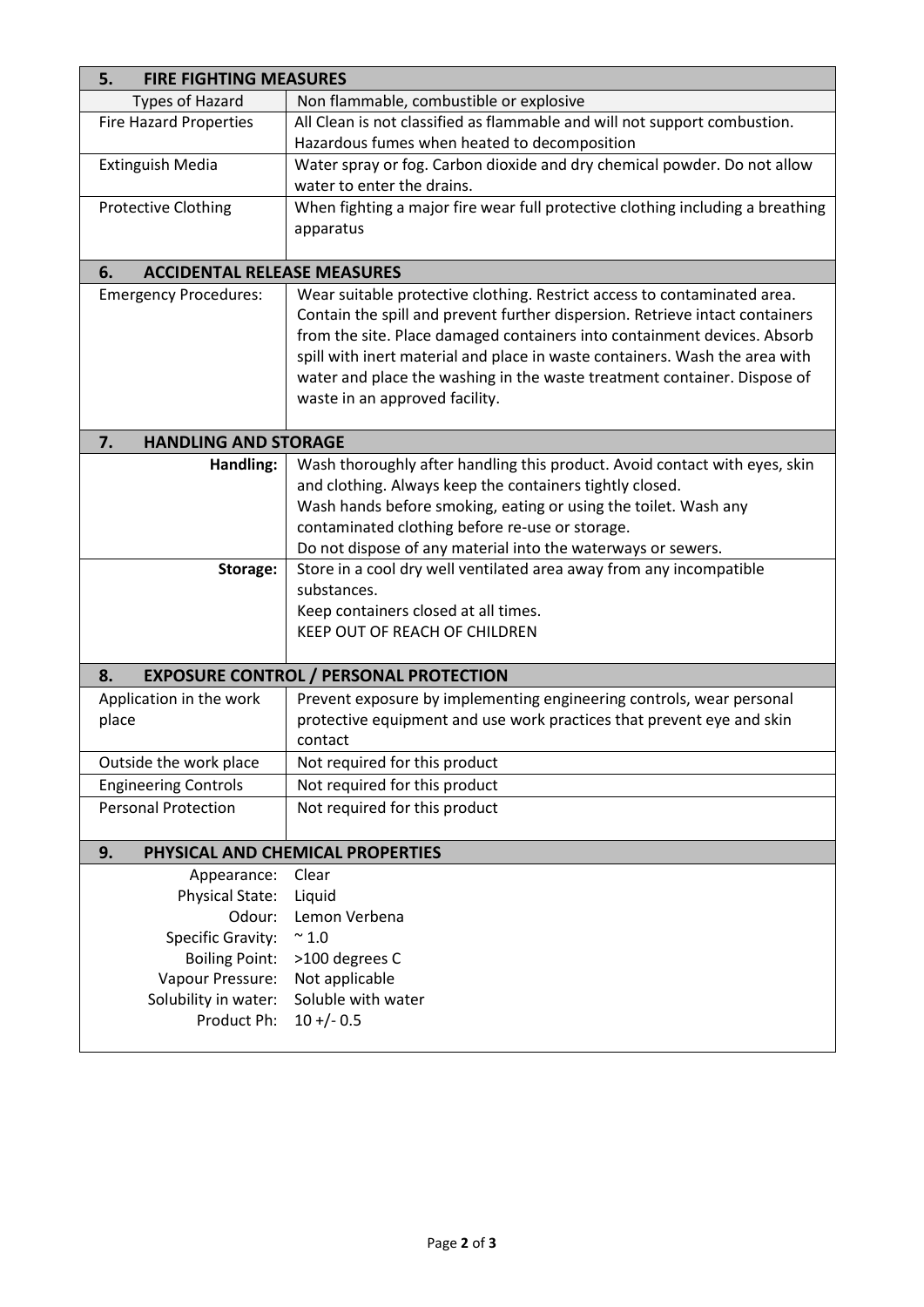## 5. FIRE FIGHTING MEASURES

| | |
|---|---|
| Types of Hazard | Non flammable, combustible or explosive |
| Fire Hazard Properties | All Clean is not classified as flammable and will not support combustion. Hazardous fumes when heated to decomposition |
| Extinguish Media | Water spray or fog. Carbon dioxide and dry chemical powder. Do not allow water to enter the drains. |
| Protective Clothing | When fighting a major fire wear full protective clothing including a breathing apparatus |

## 6. ACCIDENTAL RELEASE MEASURES

| | |
|---|---|
| Emergency Procedures: | Wear suitable protective clothing. Restrict access to contaminated area. Contain the spill and prevent further dispersion. Retrieve intact containers from the site. Place damaged containers into containment devices. Absorb spill with inert material and place in waste containers. Wash the area with water and place the washing in the waste treatment container. Dispose of waste in an approved facility. |

## 7. HANDLING AND STORAGE

| | |
|---|---|
| **Handling:** | Wash thoroughly after handling this product. Avoid contact with eyes, skin and clothing. Always keep the containers tightly closed.<br>Wash hands before smoking, eating or using the toilet. Wash any contaminated clothing before re-use or storage.<br>Do not dispose of any material into the waterways or sewers. |
| **Storage:** | Store in a cool dry well ventilated area away from any incompatible substances.<br>Keep containers closed at all times.<br>KEEP OUT OF REACH OF CHILDREN |

## 8. EXPOSURE CONTROL / PERSONAL PROTECTION

| | |
|---|---|
| Application in the work place | Prevent exposure by implementing engineering controls, wear personal protective equipment and use work practices that prevent eye and skin contact |
| Outside the work place | Not required for this product |
| Engineering Controls | Not required for this product |
| Personal Protection | Not required for this product |

## 9. PHYSICAL AND CHEMICAL PROPERTIES

| | |
|---|---|
| Appearance: | Clear |
| Physical State: | Liquid |
| Odour: | Lemon Verbena |
| Specific Gravity: | ~ 1.0 |
| Boiling Point: | >100 degrees C |
| Vapour Pressure: | Not applicable |
| Solubility in water: | Soluble with water |
| Product Ph: | 10 +/- 0.5 |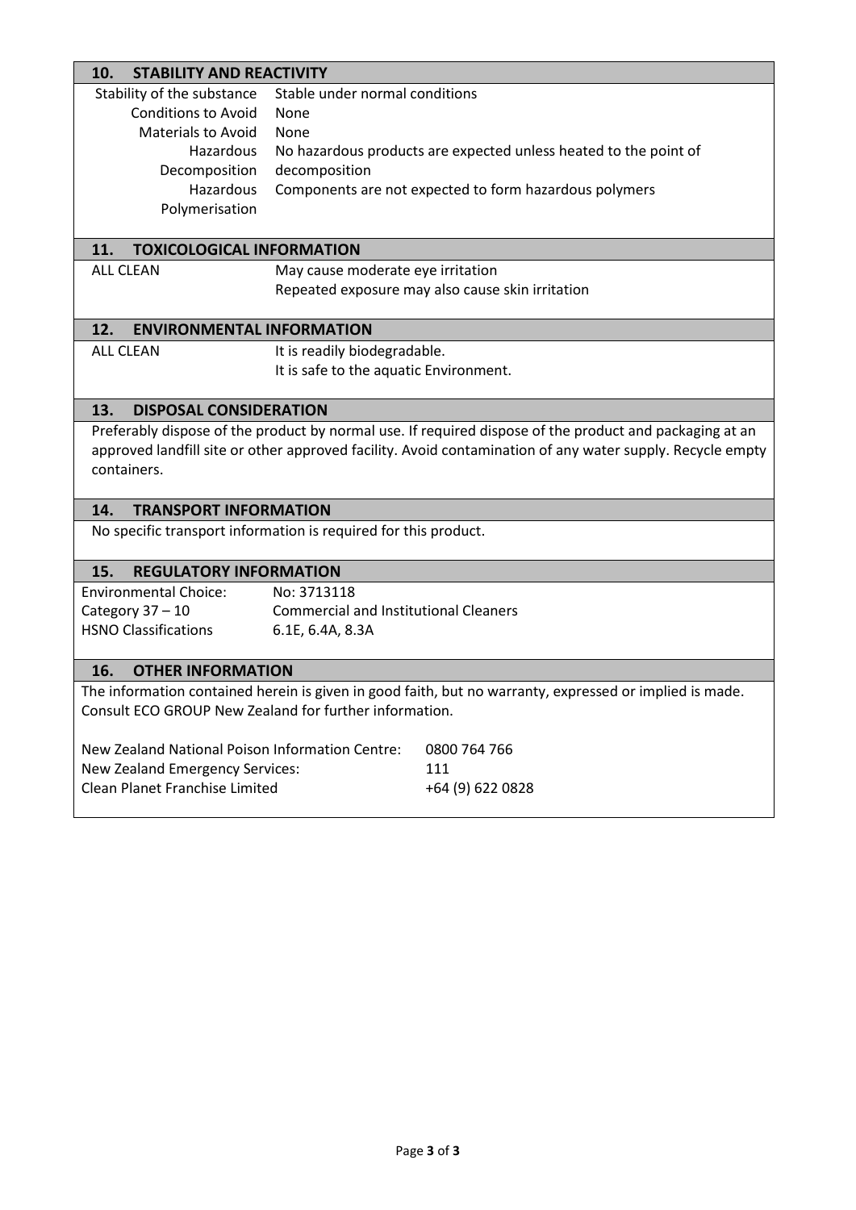## 10. STABILITY AND REACTIVITY

| | |
|---|---|
| Stability of the substance | Stable under normal conditions |
| Conditions to Avoid | None |
| Materials to Avoid | None |
| Hazardous Decomposition | No hazardous products are expected unless heated to the point of decomposition |
| Hazardous Polymerisation | Components are not expected to form hazardous polymers |

## 11. TOXICOLOGICAL INFORMATION

| | |
|---|---|
| ALL CLEAN | May cause moderate eye irritation<br>Repeated exposure may also cause skin irritation |

## 12. ENVIRONMENTAL INFORMATION

| | |
|---|---|
| ALL CLEAN | It is readily biodegradable.<br>It is safe to the aquatic Environment. |

## 13. DISPOSAL CONSIDERATION

Preferably dispose of the product by normal use. If required dispose of the product and packaging at an approved landfill site or other approved facility. Avoid contamination of any water supply. Recycle empty containers.

## 14. TRANSPORT INFORMATION

No specific transport information is required for this product.

## 15. REGULATORY INFORMATION

| | |
|---|---|
| Environmental Choice: | No: 3713118 |
| Category 37 – 10 | Commercial and Institutional Cleaners |
| HSNO Classifications | 6.1E, 6.4A, 8.3A |

## 16. OTHER INFORMATION

The information contained herein is given in good faith, but no warranty, expressed or implied is made. Consult ECO GROUP New Zealand for further information.

| | |
|---|---|
| New Zealand National Poison Information Centre: | 0800 764 766 |
| New Zealand Emergency Services: | 111 |
| Clean Planet Franchise Limited | +64 (9) 622 0828 |